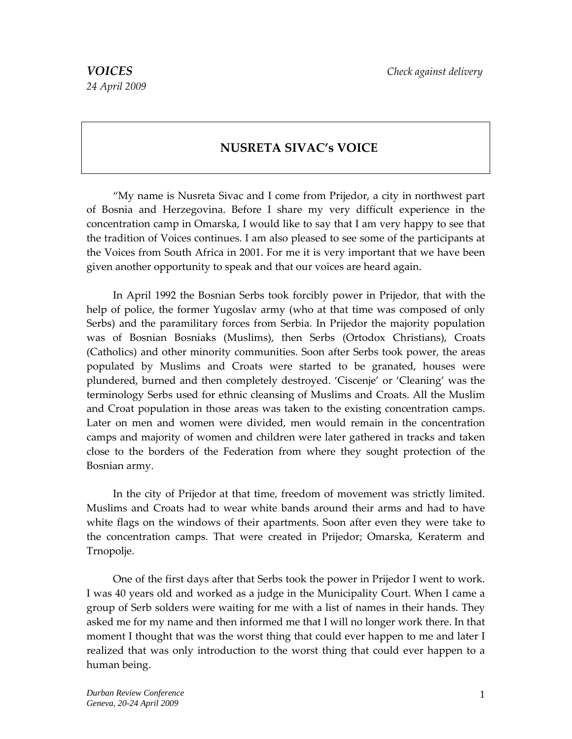*VOICES*

*24 April 2009*

*Check against delivery*

## NUSRETA SIVAC's VOICE

"My name is Nusreta Sivac and I come from Prijedor, a city in northwest part of Bosnia and Herzegovina. Before I share my very difficult experience in the concentration camp in Omarska, I would like to say that I am very happy to see that the tradition of Voices continues. I am also pleased to see some of the participants at the Voices from South Africa in 2001. For me it is very important that we have been given another opportunity to speak and that our voices are heard again.

In April 1992 the Bosnian Serbs took forcibly power in Prijedor, that with the help of police, the former Yugoslav army (who at that time was composed of only Serbs) and the paramilitary forces from Serbia. In Prijedor the majority population was of Bosnian Bosniaks (Muslims), then Serbs (Ortodox Christians), Croats (Catholics) and other minority communities. Soon after Serbs took power, the areas populated by Muslims and Croats were started to be granated, houses were plundered, burned and then completely destroyed. 'Ciscenje' or 'Cleaning' was the terminology Serbs used for ethnic cleansing of Muslims and Croats. All the Muslim and Croat population in those areas was taken to the existing concentration camps. Later on men and women were divided, men would remain in the concentration camps and majority of women and children were later gathered in tracks and taken close to the borders of the Federation from where they sought protection of the Bosnian army.

In the city of Prijedor at that time, freedom of movement was strictly limited. Muslims and Croats had to wear white bands around their arms and had to have white flags on the windows of their apartments. Soon after even they were take to the concentration camps. That were created in Prijedor; Omarska, Keraterm and Trnopolje.

One of the first days after that Serbs took the power in Prijedor I went to work. I was 40 years old and worked as a judge in the Municipality Court. When I came a group of Serb solders were waiting for me with a list of names in their hands. They asked me for my name and then informed me that I will no longer work there. In that moment I thought that was the worst thing that could ever happen to me and later I realized that was only introduction to the worst thing that could ever happen to a human being.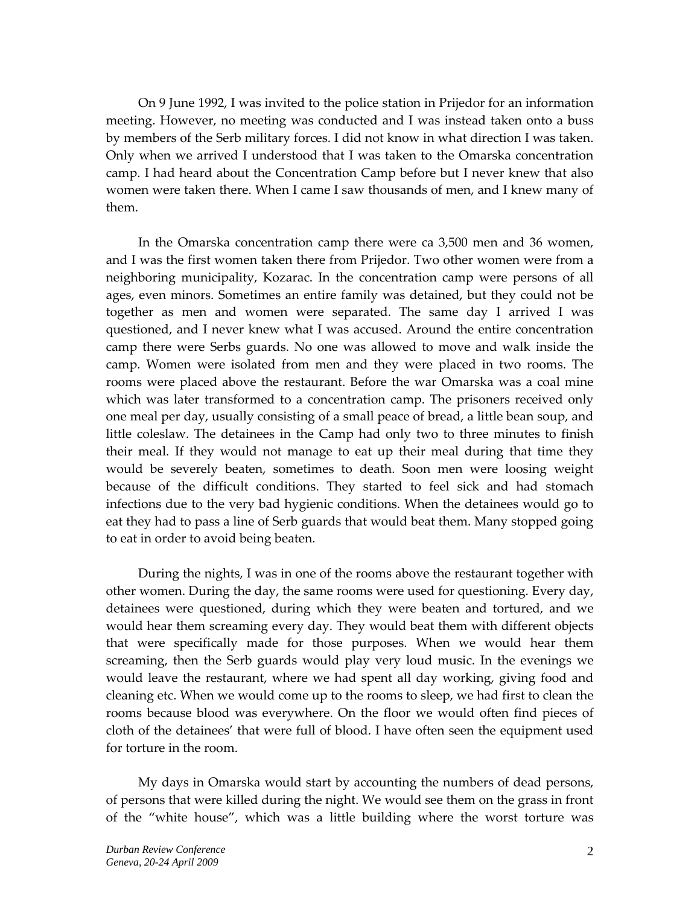On 9 June 1992, I was invited to the police station in Prijedor for an information meeting. However, no meeting was conducted and I was instead taken onto a buss by members of the Serb military forces. I did not know in what direction I was taken. Only when we arrived I understood that I was taken to the Omarska concentration camp. I had heard about the Concentration Camp before but I never knew that also women were taken there. When I came I saw thousands of men, and I knew many of them.

In the Omarska concentration camp there were ca 3,500 men and 36 women, and I was the first women taken there from Prijedor. Two other women were from a neighboring municipality, Kozarac. In the concentration camp were persons of all ages, even minors. Sometimes an entire family was detained, but they could not be together as men and women were separated. The same day I arrived I was questioned, and I never knew what I was accused. Around the entire concentration camp there were Serbs guards. No one was allowed to move and walk inside the camp. Women were isolated from men and they were placed in two rooms. The rooms were placed above the restaurant. Before the war Omarska was a coal mine which was later transformed to a concentration camp. The prisoners received only one meal per day, usually consisting of a small peace of bread, a little bean soup, and little coleslaw. The detainees in the Camp had only two to three minutes to finish their meal. If they would not manage to eat up their meal during that time they would be severely beaten, sometimes to death. Soon men were loosing weight because of the difficult conditions. They started to feel sick and had stomach infections due to the very bad hygienic conditions. When the detainees would go to eat they had to pass a line of Serb guards that would beat them. Many stopped going to eat in order to avoid being beaten.

During the nights, I was in one of the rooms above the restaurant together with other women. During the day, the same rooms were used for questioning. Every day, detainees were questioned, during which they were beaten and tortured, and we would hear them screaming every day. They would beat them with different objects that were specifically made for those purposes. When we would hear them screaming, then the Serb guards would play very loud music. In the evenings we would leave the restaurant, where we had spent all day working, giving food and cleaning etc. When we would come up to the rooms to sleep, we had first to clean the rooms because blood was everywhere. On the floor we would often find pieces of cloth of the detainees' that were full of blood. I have often seen the equipment used for torture in the room.

My days in Omarska would start by accounting the numbers of dead persons, of persons that were killed during the night. We would see them on the grass in front of the "white house", which was a little building where the worst torture was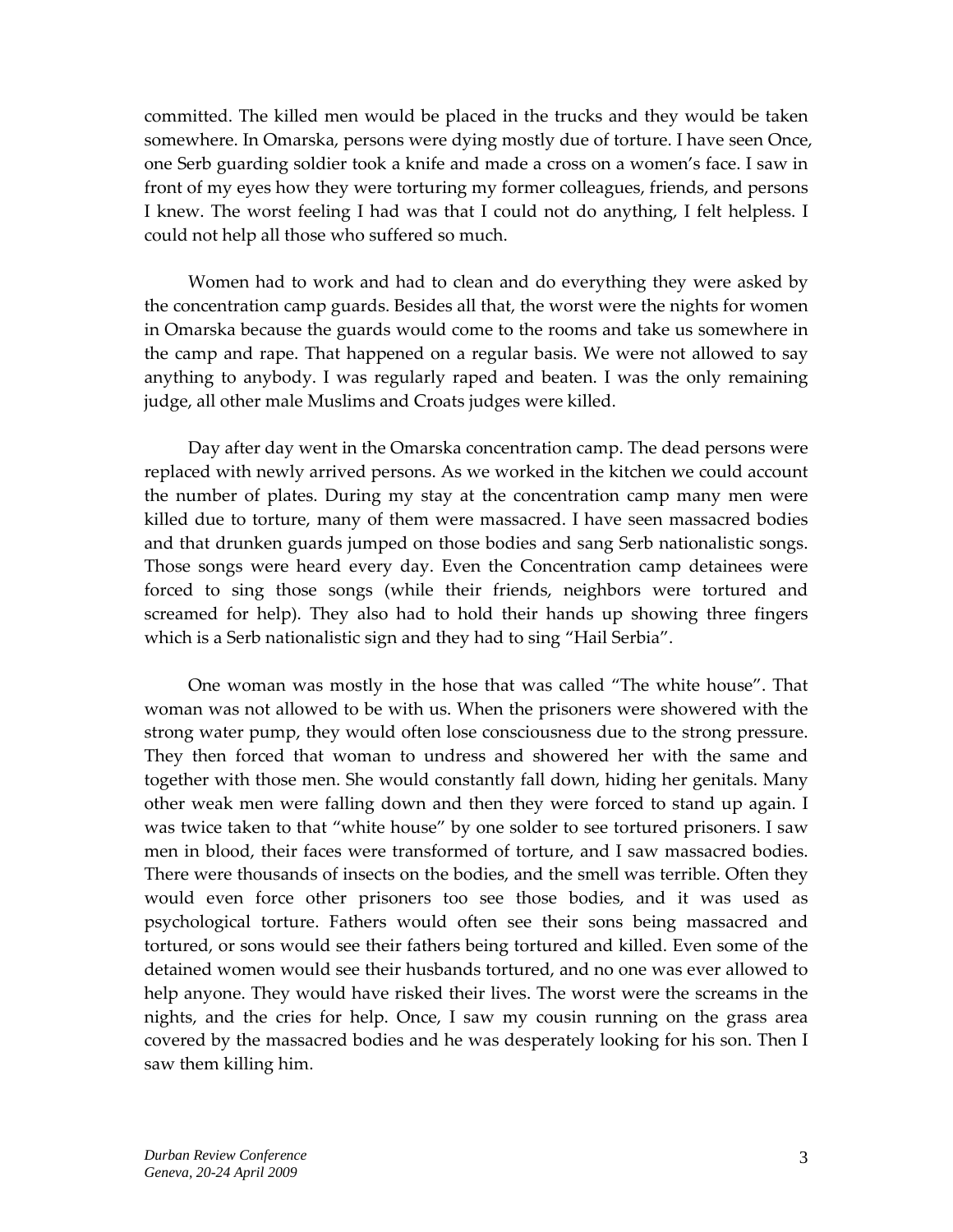committed. The killed men would be placed in the trucks and they would be taken somewhere. In Omarska, persons were dying mostly due of torture. I have seen Once, one Serb guarding soldier took a knife and made a cross on a women's face. I saw in front of my eyes how they were torturing my former colleagues, friends, and persons I knew. The worst feeling I had was that I could not do anything, I felt helpless. I could not help all those who suffered so much.

Women had to work and had to clean and do everything they were asked by the concentration camp guards. Besides all that, the worst were the nights for women in Omarska because the guards would come to the rooms and take us somewhere in the camp and rape. That happened on a regular basis. We were not allowed to say anything to anybody. I was regularly raped and beaten. I was the only remaining judge, all other male Muslims and Croats judges were killed.

Day after day went in the Omarska concentration camp. The dead persons were replaced with newly arrived persons. As we worked in the kitchen we could account the number of plates. During my stay at the concentration camp many men were killed due to torture, many of them were massacred. I have seen massacred bodies and that drunken guards jumped on those bodies and sang Serb nationalistic songs. Those songs were heard every day. Even the Concentration camp detainees were forced to sing those songs (while their friends, neighbors were tortured and screamed for help). They also had to hold their hands up showing three fingers which is a Serb nationalistic sign and they had to sing "Hail Serbia".

One woman was mostly in the hose that was called "The white house". That woman was not allowed to be with us. When the prisoners were showered with the strong water pump, they would often lose consciousness due to the strong pressure. They then forced that woman to undress and showered her with the same and together with those men. She would constantly fall down, hiding her genitals. Many other weak men were falling down and then they were forced to stand up again. I was twice taken to that "white house" by one solder to see tortured prisoners. I saw men in blood, their faces were transformed of torture, and I saw massacred bodies. There were thousands of insects on the bodies, and the smell was terrible. Often they would even force other prisoners too see those bodies, and it was used as psychological torture. Fathers would often see their sons being massacred and tortured, or sons would see their fathers being tortured and killed. Even some of the detained women would see their husbands tortured, and no one was ever allowed to help anyone. They would have risked their lives. The worst were the screams in the nights, and the cries for help. Once, I saw my cousin running on the grass area covered by the massacred bodies and he was desperately looking for his son. Then I saw them killing him.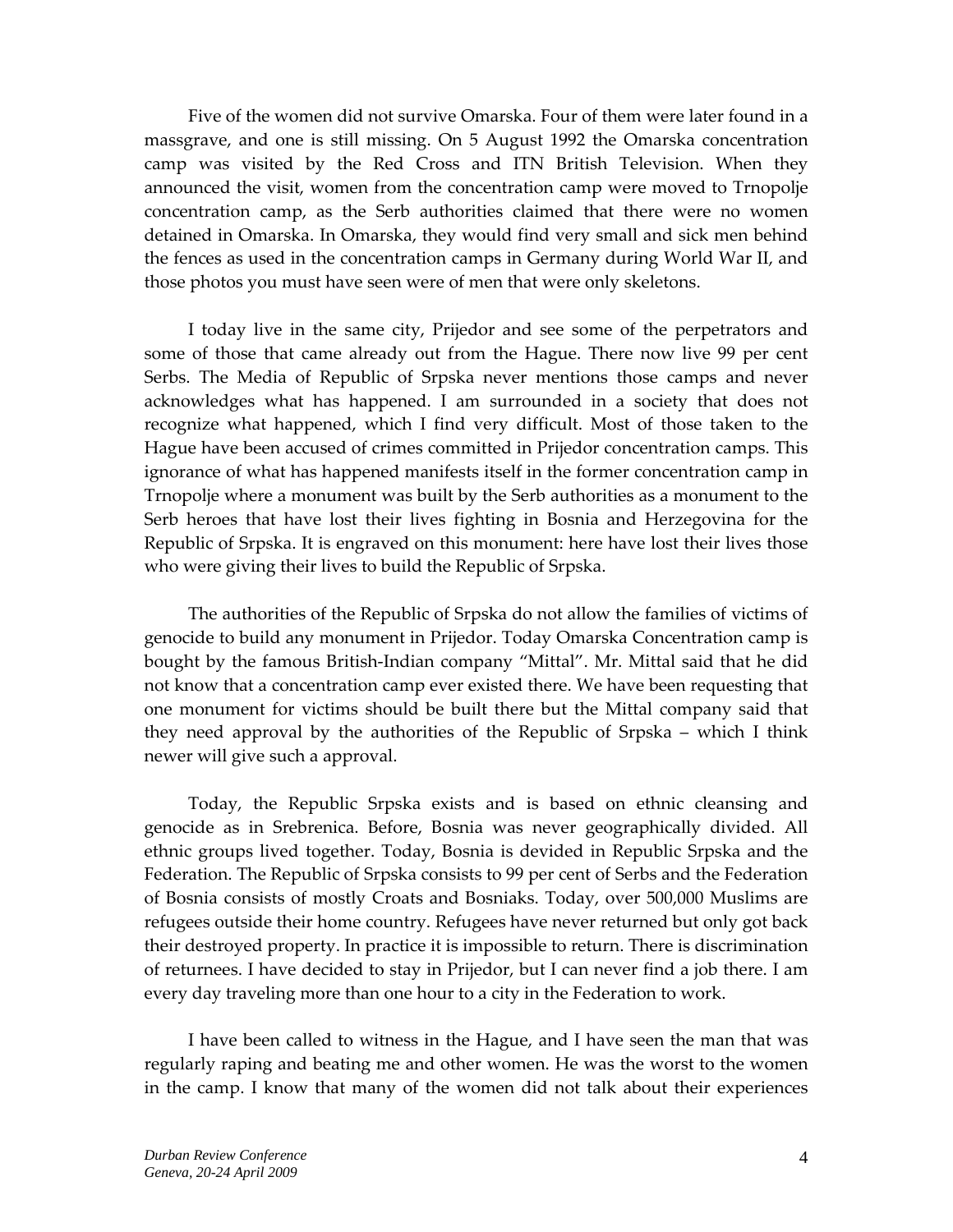Five of the women did not survive Omarska. Four of them were later found in a massgrave, and one is still missing. On 5 August 1992 the Omarska concentration camp was visited by the Red Cross and ITN British Television. When they announced the visit, women from the concentration camp were moved to Trnopolje concentration camp, as the Serb authorities claimed that there were no women detained in Omarska. In Omarska, they would find very small and sick men behind the fences as used in the concentration camps in Germany during World War II, and those photos you must have seen were of men that were only skeletons.

I today live in the same city, Prijedor and see some of the perpetrators and some of those that came already out from the Hague. There now live 99 per cent Serbs. The Media of Republic of Srpska never mentions those camps and never acknowledges what has happened. I am surrounded in a society that does not recognize what happened, which I find very difficult. Most of those taken to the Hague have been accused of crimes committed in Prijedor concentration camps. This ignorance of what has happened manifests itself in the former concentration camp in Trnopolje where a monument was built by the Serb authorities as a monument to the Serb heroes that have lost their lives fighting in Bosnia and Herzegovina for the Republic of Srpska. It is engraved on this monument: here have lost their lives those who were giving their lives to build the Republic of Srpska.

The authorities of the Republic of Srpska do not allow the families of victims of genocide to build any monument in Prijedor. Today Omarska Concentration camp is bought by the famous British-Indian company "Mittal". Mr. Mittal said that he did not know that a concentration camp ever existed there. We have been requesting that one monument for victims should be built there but the Mittal company said that they need approval by the authorities of the Republic of Srpska – which I think newer will give such a approval.

Today, the Republic Srpska exists and is based on ethnic cleansing and genocide as in Srebrenica. Before, Bosnia was never geographically divided. All ethnic groups lived together. Today, Bosnia is devided in Republic Srpska and the Federation. The Republic of Srpska consists to 99 per cent of Serbs and the Federation of Bosnia consists of mostly Croats and Bosniaks. Today, over 500,000 Muslims are refugees outside their home country. Refugees have never returned but only got back their destroyed property. In practice it is impossible to return. There is discrimination of returnees. I have decided to stay in Prijedor, but I can never find a job there. I am every day traveling more than one hour to a city in the Federation to work.

I have been called to witness in the Hague, and I have seen the man that was regularly raping and beating me and other women. He was the worst to the women in the camp. I know that many of the women did not talk about their experiences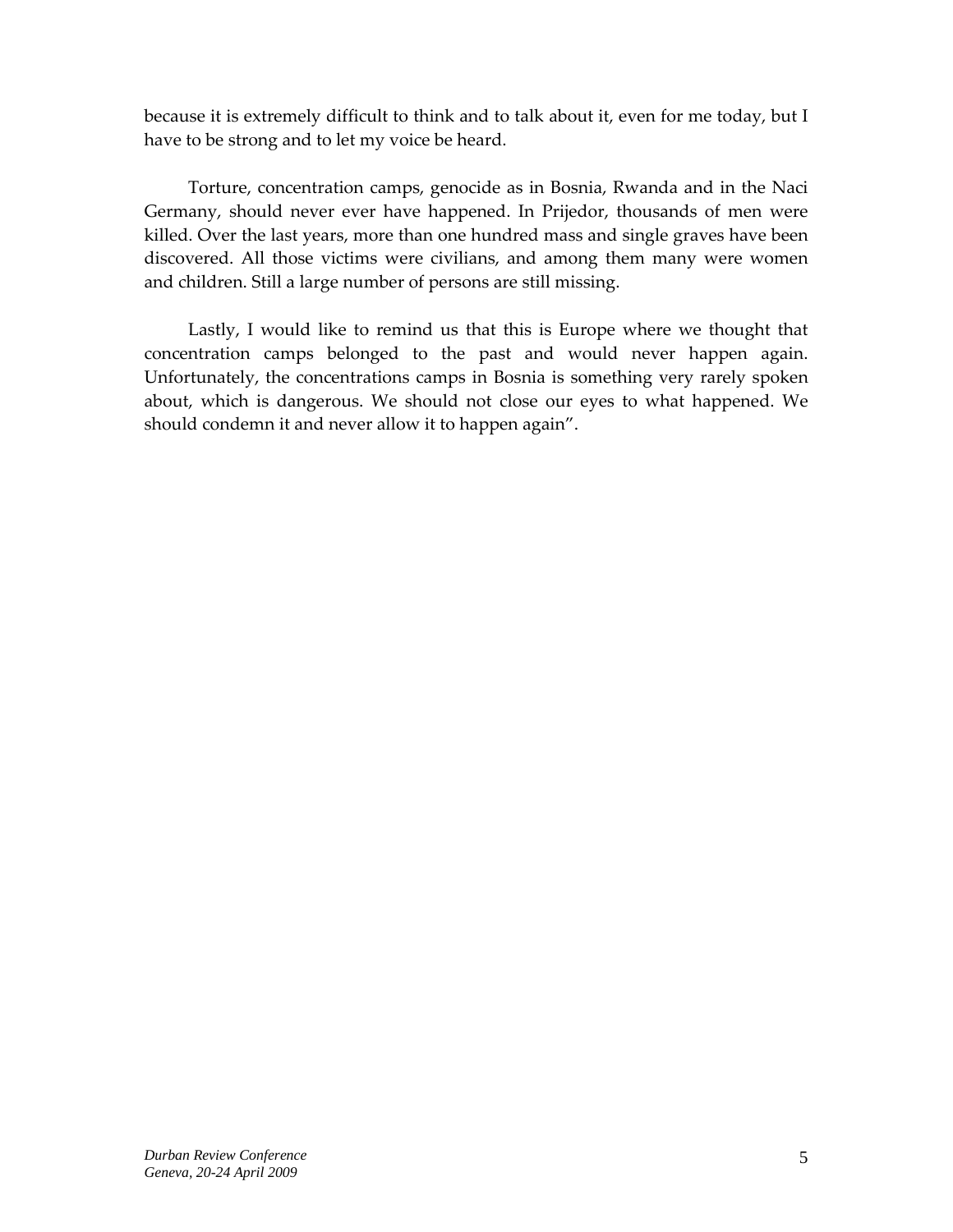because it is extremely difficult to think and to talk about it, even for me today, but I have to be strong and to let my voice be heard.

Torture, concentration camps, genocide as in Bosnia, Rwanda and in the Naci Germany, should never ever have happened. In Prijedor, thousands of men were killed. Over the last years, more than one hundred mass and single graves have been discovered. All those victims were civilians, and among them many were women and children. Still a large number of persons are still missing.

Lastly, I would like to remind us that this is Europe where we thought that concentration camps belonged to the past and would never happen again. Unfortunately, the concentrations camps in Bosnia is something very rarely spoken about, which is dangerous. We should not close our eyes to what happened. We should condemn it and never allow it to happen again".